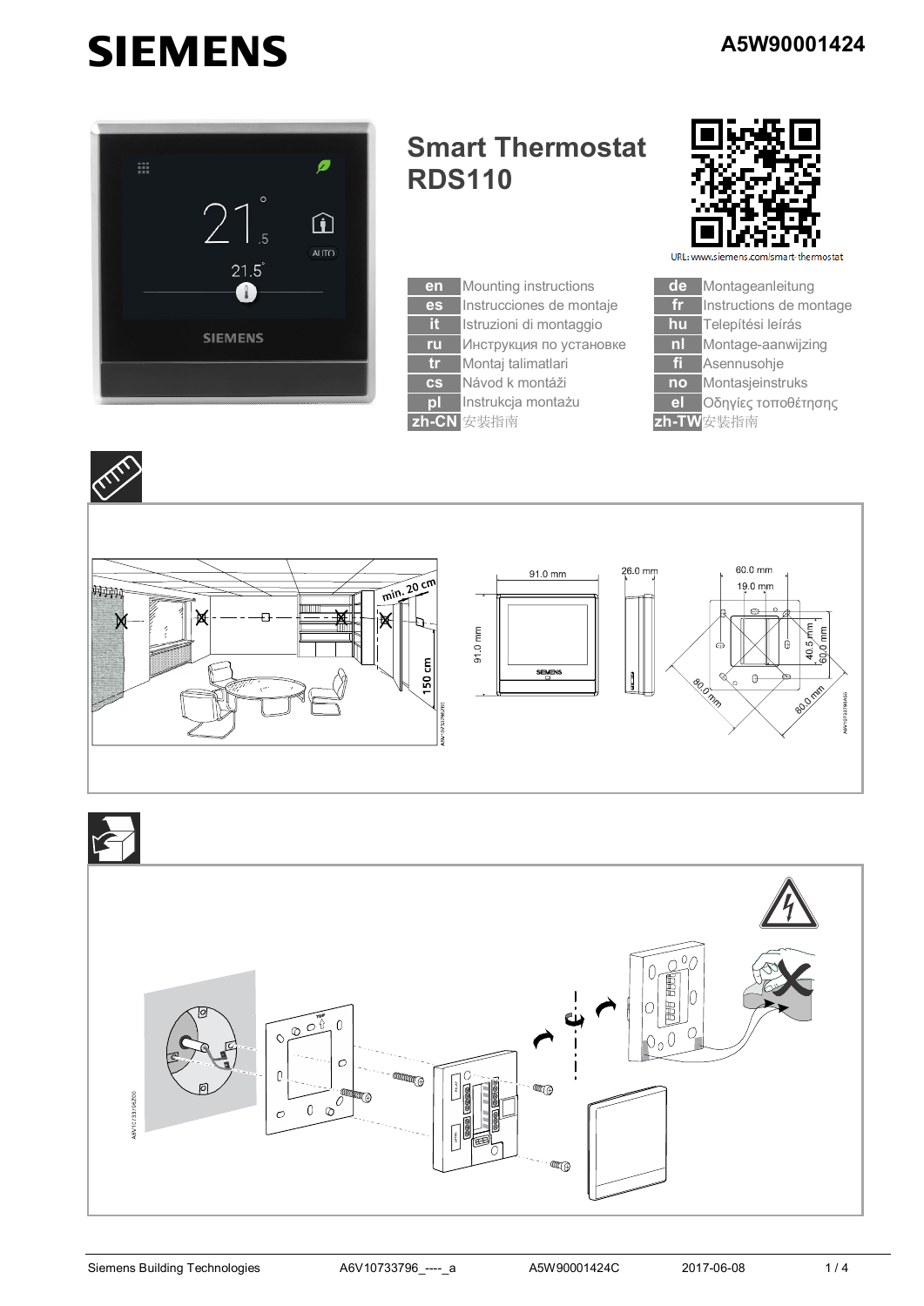**SIEMENS**

**A5W90001424**

# Smart Thermostat RDS110

URL: www.siemens.com/smart-thermostat

| | | | |
|---|---|---|---|
| **en** | Mounting instructions | **de** | Montageanleitung |
| **es** | Instrucciones de montaje | **fr** | Instructions de montage |
| **it** | Istruzioni di montaggio | **hu** | Telepítési leírás |
| **ru** | Инструкция по установке | **nl** | Montage-aanwijzing |
| **tr** | Montaj talimatlari | **fi** | Asennusohje |
| **cs** | Návod k montáži | **no** | Montasjeinstruks |
| **pl** | Instrukcja montażu | **el** | Οδηγίες τοποθέτησης |
| **zh-CN** | 安装指南 | **zh-TW** | 安裝指南 |

min. 20 cm

150 cm

91.0 mm

91.0 mm

26.0 mm

60.0 mm

19.0 mm

40.5 mm

60.0 mm

80.0 mm

80.0 mm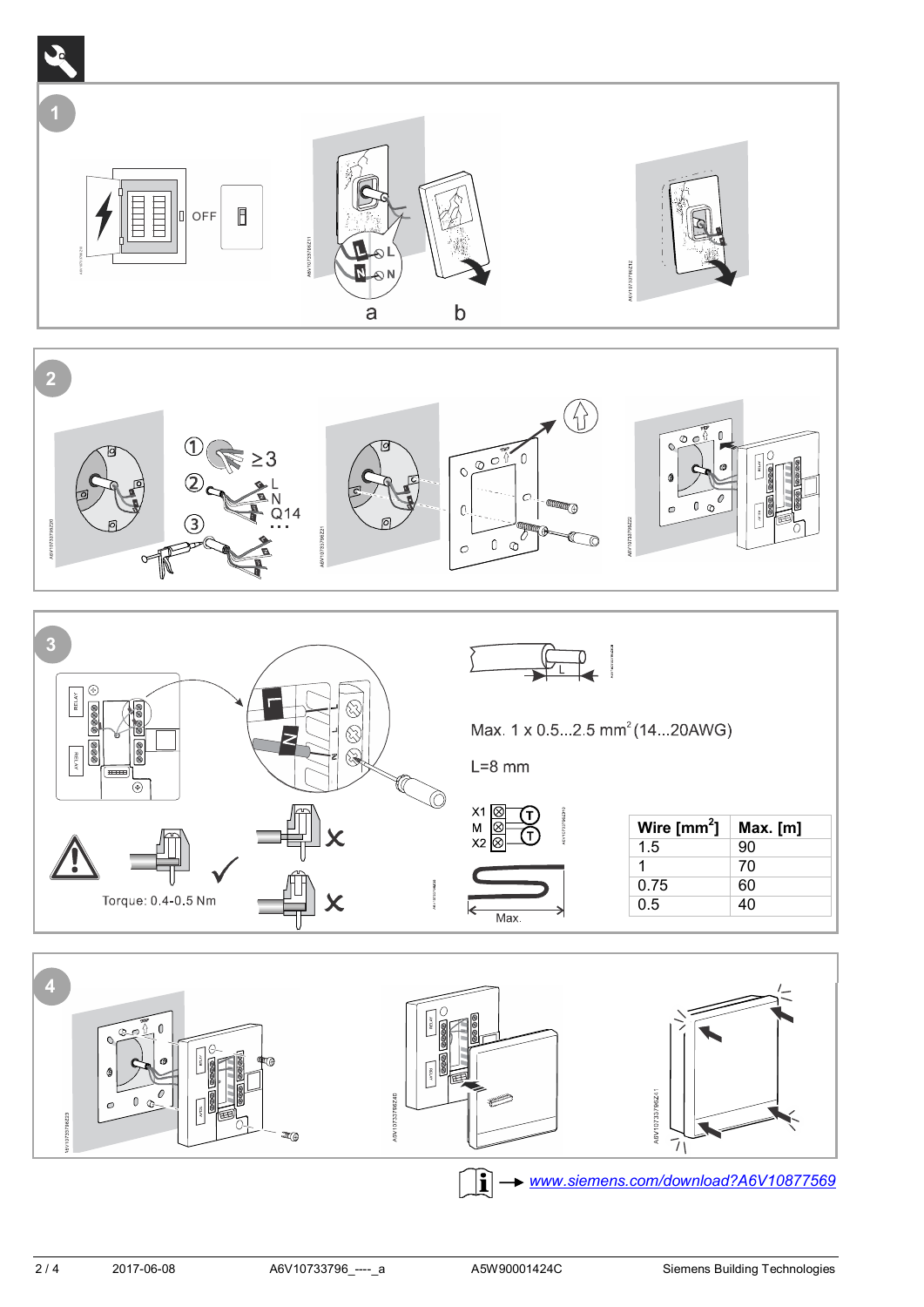## 1

OFF

a b

## 2

① ≥3

② L N Q14 ...

③

## 3

Max. 1 x 0.5...2.5 mm² (14...20AWG)

L=8 mm

Torque: 0.4-0.5 Nm

X1 M X2

Max.

| Wire [mm²] | Max. [m] |
|---|---|
| 1.5 | 90 |
| 1 | 70 |
| 0.75 | 60 |
| 0.5 | 40 |

## 4

→ www.siemens.com/download?A6V10877569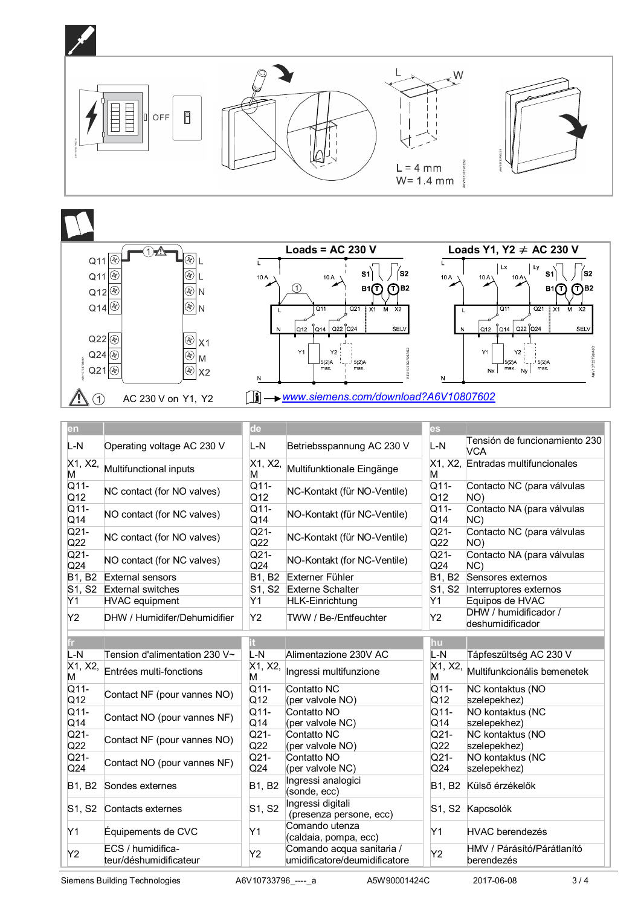OFF

L = 4 mm
W= 1.4 mm

Q11 Q11 Q12 Q14 Q22 Q24 Q21 L L N N X1 M X2

Loads = AC 230 V

Loads Y1, Y2 ≠ AC 230 V

⚠ ① AC 230 V on Y1, Y2

→ www.siemens.com/download?A6V10807602

| en | | de | | es | |
|---|---|---|---|---|---|
| L-N | Operating voltage AC 230 V | L-N | Betriebsspannung AC 230 V | L-N | Tensión de funcionamiento 230 VCA |
| X1, X2, M | Multifunctional inputs | X1, X2, M | Multifunktionale Eingänge | X1, X2, M | Entradas multifuncionales |
| Q11-Q12 | NC contact (for NO valves) | Q11-Q12 | NC-Kontakt (für NO-Ventile) | Q11-Q12 | Contacto NC (para válvulas NO) |
| Q11-Q14 | NO contact (for NC valves) | Q11-Q14 | NO-Kontakt (für NC-Ventile) | Q11-Q14 | Contacto NA (para válvulas NC) |
| Q21-Q22 | NC contact (for NO valves) | Q21-Q22 | NC-Kontakt (für NO-Ventile) | Q21-Q22 | Contacto NC (para válvulas NO) |
| Q21-Q24 | NO contact (for NC valves) | Q21-Q24 | NO-Kontakt (for NC-Ventile) | Q21-Q24 | Contacto NA (para válvulas NC) |
| B1, B2 | External sensors | B1, B2 | Externer Fühler | B1, B2 | Sensores externos |
| S1, S2 | External switches | S1, S2 | Externe Schalter | S1, S2 | Interruptores externos |
| Y1 | HVAC equipment | Y1 | HLK-Einrichtung | Y1 | Equipos de HVAC |
| Y2 | DHW / Humidifer/Dehumidifier | Y2 | TWW / Be-/Entfeuchter | Y2 | DHW / humidificador / deshumidificador |

| fr | | it | | hu | |
|---|---|---|---|---|---|
| L-N | Tension d'alimentation 230 V~ | L-N | Alimentazione 230V AC | L-N | Tápfeszültség AC 230 V |
| X1, X2, M | Entrées multi-fonctions | X1, X2, M | Ingressi multifunzione | X1, X2, M | Multifunkcionális bemenetek |
| Q11-Q12 | Contact NF (pour vannes NO) | Q11-Q12 | Contatto NC (per valvole NO) | Q11-Q12 | NC kontaktus (NO szelepekhez) |
| Q11-Q14 | Contact NO (pour vannes NF) | Q11-Q14 | Contatto NO (per valvole NC) | Q11-Q14 | NO kontaktus (NC szelepekhez) |
| Q21-Q22 | Contact NF (pour vannes NO) | Q21-Q22 | Contatto NC (per valvole NO) | Q21-Q22 | NC kontaktus (NO szelepekhez) |
| Q21-Q24 | Contact NO (pour vannes NF) | Q21-Q24 | Contatto NO (per valvole NC) | Q21-Q24 | NO kontaktus (NC szelepekhez) |
| B1, B2 | Sondes externes | B1, B2 | Ingressi analogici (sonde, ecc) | B1, B2 | Külső érzékelők |
| S1, S2 | Contacts externes | S1, S2 | Ingressi digitali (presenza persone, ecc) | S1, S2 | Kapcsolók |
| Y1 | Équipements de CVC | Y1 | Comando utenza (caldaia, pompa, ecc) | Y1 | HVAC berendezés |
| Y2 | ECS / humidificateur/déshumidificateur | Y2 | Comando acqua sanitaria / umidificatore/deumidificatore | Y2 | HMV / Párásító/Párátlanító berendezés |

Siemens Building Technologies A6V10733796_----_a A5W90001424C 2017-06-08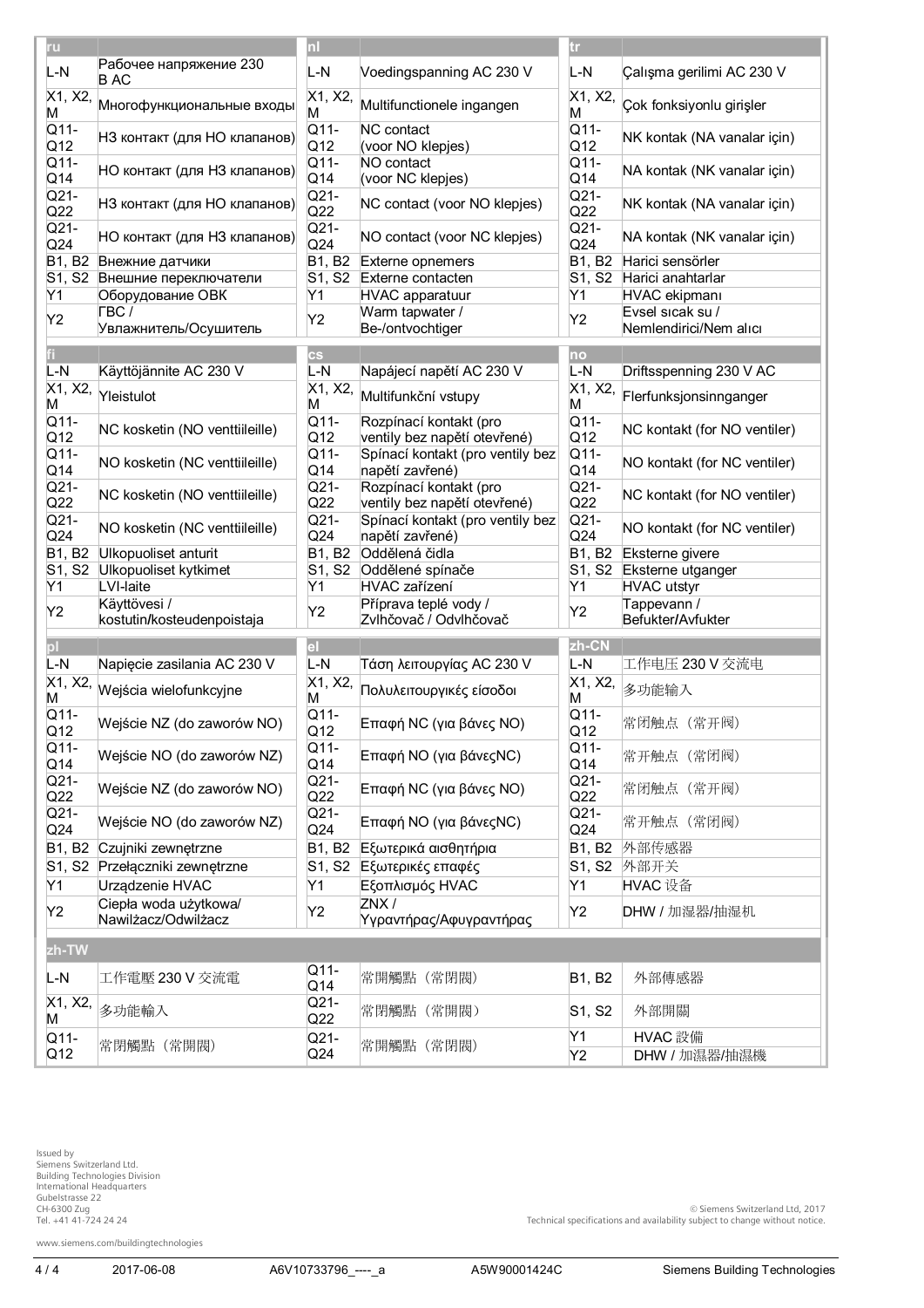| ru | | nl | | tr | |
|---|---|---|---|---|---|
| L-N | Рабочее напряжение 230 В AC | L-N | Voedingspanning AC 230 V | L-N | Çalışma gerilimi AC 230 V |
| X1, X2, M | Многофункциональные входы | X1, X2, M | Multifunctionele ingangen | X1, X2, M | Çok fonksiyonlu girişler |
| Q11-Q12 | НЗ контакт (для НО клапанов) | Q11-Q12 | NC contact (voor NO klepjes) | Q11-Q12 | NK kontak (NA vanalar için) |
| Q11-Q14 | НО контакт (для НЗ клапанов) | Q11-Q14 | NO contact (voor NC klepjes) | Q11-Q14 | NA kontak (NK vanalar için) |
| Q21-Q22 | НЗ контакт (для НО клапанов) | Q21-Q22 | NC contact (voor NO klepjes) | Q21-Q22 | NK kontak (NA vanalar için) |
| Q21-Q24 | НО контакт (для НЗ клапанов) | Q21-Q24 | NO contact (voor NC klepjes) | Q21-Q24 | NA kontak (NK vanalar için) |
| B1, B2 | Внешние датчики | B1, B2 | Externe opnemers | B1, B2 | Harici sensörler |
| S1, S2 | Внешние переключатели | S1, S2 | Externe contacten | S1, S2 | Harici anahtarlar |
| Y1 | Оборудование ОВК | Y1 | HVAC apparatuur | Y1 | HVAC ekipmanı |
| Y2 | ГВС / Увлажнитель/Осушитель | Y2 | Warm tapwater / Be-/ontvochtiger | Y2 | Evsel sıcak su / Nemlendirici/Nem alıcı |

| fi | | cs | | no | |
|---|---|---|---|---|---|
| L-N | Käyttöjännite AC 230 V | L-N | Napájecí napětí AC 230 V | L-N | Driftsspenning 230 V AC |
| X1, X2, M | Yleistulot | X1, X2, M | Multifunkční vstupy | X1, X2, M | Flerfunksjonsinnganger |
| Q11-Q12 | NC kosketin (NO venttiileille) | Q11-Q12 | Rozpínací kontakt (pro ventily bez napětí otevřené) | Q11-Q12 | NC kontakt (for NO ventiler) |
| Q11-Q14 | NO kosketin (NC venttiileille) | Q11-Q14 | Spínací kontakt (pro ventily bez napětí zavřené) | Q11-Q14 | NO kontakt (for NC ventiler) |
| Q21-Q22 | NC kosketin (NO venttiileille) | Q21-Q22 | Rozpínací kontakt (pro ventily bez napětí otevřené) | Q21-Q22 | NC kontakt (for NO ventiler) |
| Q21-Q24 | NO kosketin (NC venttiileille) | Q21-Q24 | Spínací kontakt (pro ventily bez napětí zavřené) | Q21-Q24 | NO kontakt (for NC ventiler) |
| B1, B2 | Ulkopuoliset anturit | B1, B2 | Oddělená čidla | B1, B2 | Eksterne givere |
| S1, S2 | Ulkopuoliset kytkimet | S1, S2 | Oddělené spínače | S1, S2 | Eksterne utganger |
| Y1 | LVI-laite | Y1 | HVAC zařízení | Y1 | HVAC utstyr |
| Y2 | Käyttövesi / kostutin/kosteudenpoistaja | Y2 | Příprava teplé vody / Zvlhčovač / Odvlhčovač | Y2 | Tappevann / Befukter/Avfukter |

| pl | | el | | zh-CN | |
|---|---|---|---|---|---|
| L-N | Napięcie zasilania AC 230 V | L-N | Τάση λειτουργίας AC 230 V | L-N | 工作电压 230 V 交流电 |
| X1, X2, M | Wejścia wielofunkcyjne | X1, X2, M | Πολυλειτουργικές είσοδοι | X1, X2, M | 多功能输入 |
| Q11-Q12 | Wejście NZ (do zaworów NO) | Q11-Q12 | Επαφή NC (για βάνες NO) | Q11-Q12 | 常闭触点（常开阀） |
| Q11-Q14 | Wejście NO (do zaworów NZ) | Q11-Q14 | Επαφή NO (για βάνεςNC) | Q11-Q14 | 常开触点（常闭阀） |
| Q21-Q22 | Wejście NZ (do zaworów NO) | Q21-Q22 | Επαφή NC (για βάνες NO) | Q21-Q22 | 常闭触点（常开阀） |
| Q21-Q24 | Wejście NO (do zaworów NZ) | Q21-Q24 | Επαφή NO (για βάνεςNC) | Q21-Q24 | 常开触点（常闭阀） |
| B1, B2 | Czujniki zewnętrzne | B1, B2 | Εξωτερικά αισθητήρια | B1, B2 | 外部传感器 |
| S1, S2 | Przełączniki zewnętrzne | S1, S2 | Εξωτερικές επαφές | S1, S2 | 外部开关 |
| Y1 | Urządzenie HVAC | Y1 | Εξοπλισμός HVAC | Y1 | HVAC 设备 |
| Y2 | Ciepła woda użytkowa/ Nawilżacz/Odwilżacz | Y2 | ΖΝΧ / Υγραντήρας/Αφυγραντήρας | Y2 | DHW / 加湿器/抽湿机 |

| zh-TW | | | | | |
|---|---|---|---|---|---|
| L-N | 工作電壓 230 V 交流電 | Q11-Q14 | 常開觸點（常閉閥） | B1, B2 | 外部傳感器 |
| X1, X2, M | 多功能輸入 | Q21-Q22 | 常閉觸點（常閉閥） | S1, S2 | 外部開關 |
| Q11-Q12 | 常閉觸點（常開閥） | Q21-Q24 | 常閉觸點（常閉閥） | Y1 | HVAC 設備 |
| | | | | Y2 | DHW / 加濕器/抽濕機 |

Issued by
Siemens Switzerland Ltd.
Building Technologies Division
International Headquarters
Gubelstrasse 22
CH-6300 Zug
Tel. +41 41-724 24 24

www.siemens.com/buildingtechnologies

© Siemens Switzerland Ltd, 2017
Technical specifications and availability subject to change without notice.

2017-06-08 A6V10733796_----_a A5W90001424C Siemens Building Technologies